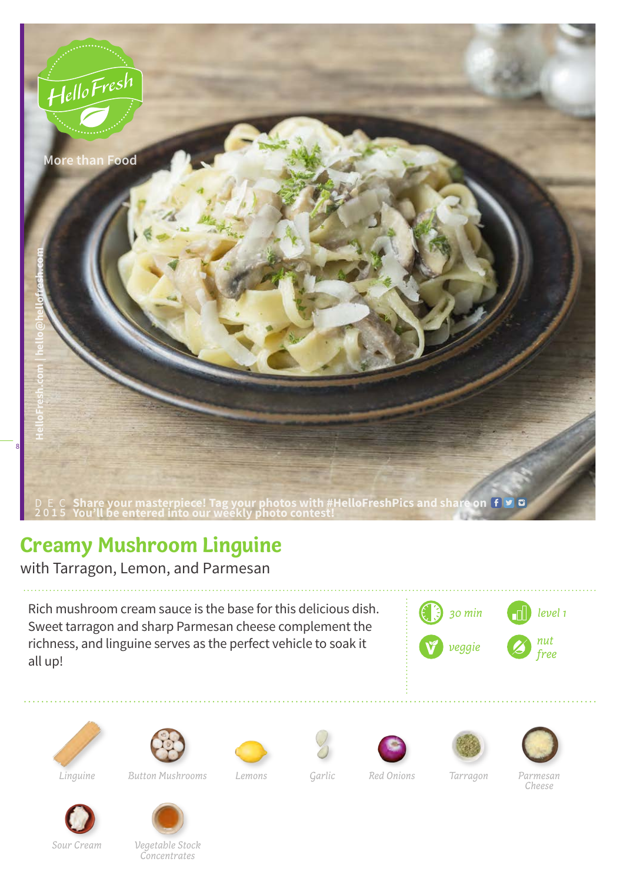HelloFresh

More than Food

HelloFresh.com | hello@hellofresh.com

DEC 2015 Share your masterpiece! Tag your photos with #HelloFreshPics and share on
You'll be entered into our weekly photo contest!

# Creamy Mushroom Linguine

with Tarragon, Lemon, and Parmesan

Rich mushroom cream sauce is the base for this delicious dish. Sweet tarragon and sharp Parmesan cheese complement the richness, and linguine serves as the perfect vehicle to soak it all up!

*30 min* *level 1*
*veggie* *nut free*

*Linguine*
*Button Mushrooms*
*Lemons*
*Garlic*
*Red Onions*
*Tarragon*
*Parmesan Cheese*
*Sour Cream*
*Vegetable Stock Concentrates*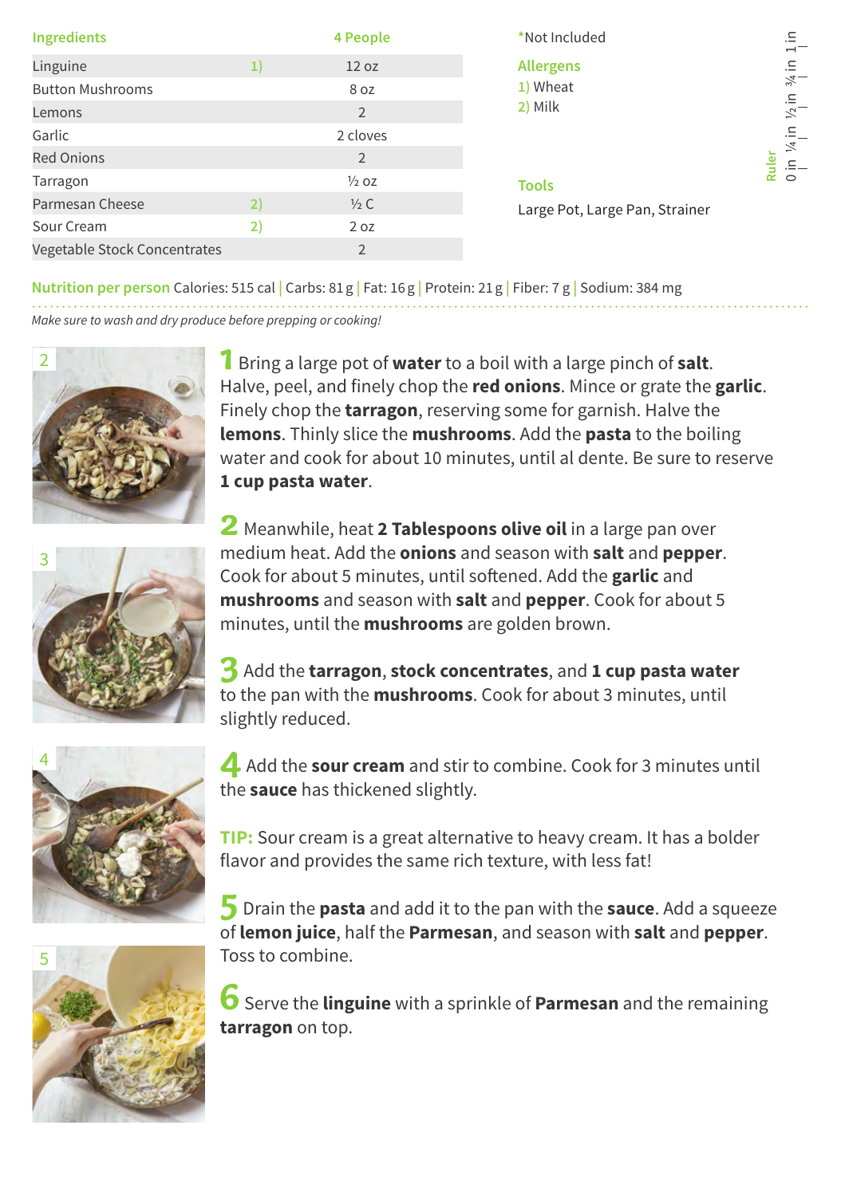| Ingredients | | 4 People |
|---|---|---|
| Linguine | 1) | 12 oz |
| Button Mushrooms | | 8 oz |
| Lemons | | 2 |
| Garlic | | 2 cloves |
| Red Onions | | 2 |
| Tarragon | | ½ oz |
| Parmesan Cheese | 2) | ½ C |
| Sour Cream | 2) | 2 oz |
| Vegetable Stock Concentrates | | 2 |

*Not Included

**Allergens**
1) Wheat
2) Milk

**Tools**
Large Pot, Large Pan, Strainer

Ruler
0 in | ¼ in | ½ in | ¾ in | 1 in

**Nutrition per person** Calories: 515 cal | Carbs: 81 g | Fat: 16 g | Protein: 21 g | Fiber: 7 g | Sodium: 384 mg

*Make sure to wash and dry produce before prepping or cooking!*

**1** Bring a large pot of **water** to a boil with a large pinch of **salt**. Halve, peel, and finely chop the **red onions**. Mince or grate the **garlic**. Finely chop the **tarragon**, reserving some for garnish. Halve the **lemons**. Thinly slice the **mushrooms**. Add the **pasta** to the boiling water and cook for about 10 minutes, until al dente. Be sure to reserve **1 cup pasta water**.

**2** Meanwhile, heat **2 Tablespoons olive oil** in a large pan over medium heat. Add the **onions** and season with **salt** and **pepper**. Cook for about 5 minutes, until softened. Add the **garlic** and **mushrooms** and season with **salt** and **pepper**. Cook for about 5 minutes, until the **mushrooms** are golden brown.

**3** Add the **tarragon**, **stock concentrates**, and **1 cup pasta water** to the pan with the **mushrooms**. Cook for about 3 minutes, until slightly reduced.

**4** Add the **sour cream** and stir to combine. Cook for 3 minutes until the **sauce** has thickened slightly.

**TIP:** Sour cream is a great alternative to heavy cream. It has a bolder flavor and provides the same rich texture, with less fat!

**5** Drain the **pasta** and add it to the pan with the **sauce**. Add a squeeze of **lemon juice**, half the **Parmesan**, and season with **salt** and **pepper**. Toss to combine.

**6** Serve the **linguine** with a sprinkle of **Parmesan** and the remaining **tarragon** on top.